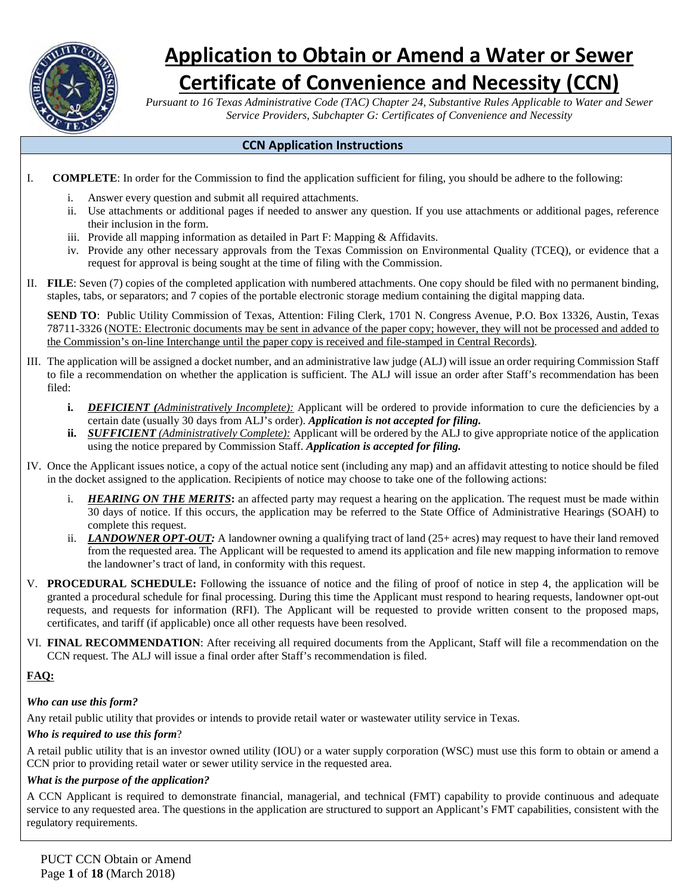# Application to Obtain or Amend a Water or Sewer Certificate of Convenience and Necessity (CCN)

*Pursuant to 16 Texas Administrative Code (TAC) Chapter 24, Substantive Rules Applicable to Water and Sewer Service Providers, Subchapter G: Certificates of Convenience and Necessity*

## CCN Application Instructions

I. **COMPLETE**: In order for the Commission to find the application sufficient for filing, you should be adhere to the following:

   i. Answer every question and submit all required attachments.
   ii. Use attachments or additional pages if needed to answer any question. If you use attachments or additional pages, reference their inclusion in the form.
   iii. Provide all mapping information as detailed in Part F: Mapping & Affidavits.
   iv. Provide any other necessary approvals from the Texas Commission on Environmental Quality (TCEQ), or evidence that a request for approval is being sought at the time of filing with the Commission.

II. **FILE**: Seven (7) copies of the completed application with numbered attachments. One copy should be filed with no permanent binding, staples, tabs, or separators; and 7 copies of the portable electronic storage medium containing the digital mapping data.

   **SEND TO**: Public Utility Commission of Texas, Attention: Filing Clerk, 1701 N. Congress Avenue, P.O. Box 13326, Austin, Texas 78711-3326 (NOTE: Electronic documents may be sent in advance of the paper copy; however, they will not be processed and added to the Commission's on-line Interchange until the paper copy is received and file-stamped in Central Records).

III. The application will be assigned a docket number, and an administrative law judge (ALJ) will issue an order requiring Commission Staff to file a recommendation on whether the application is sufficient. The ALJ will issue an order after Staff's recommendation has been filed:

   **i.** ***DEFICIENT (****Administratively Incomplete):* Applicant will be ordered to provide information to cure the deficiencies by a certain date (usually 30 days from ALJ's order). ***Application is not accepted for filing.***
   **ii.** ***SUFFICIENT*** *(Administratively Complete):* Applicant will be ordered by the ALJ to give appropriate notice of the application using the notice prepared by Commission Staff. ***Application is accepted for filing.***

IV. Once the Applicant issues notice, a copy of the actual notice sent (including any map) and an affidavit attesting to notice should be filed in the docket assigned to the application. Recipients of notice may choose to take one of the following actions:

   i. ***HEARING ON THE MERITS*****:** an affected party may request a hearing on the application. The request must be made within 30 days of notice. If this occurs, the application may be referred to the State Office of Administrative Hearings (SOAH) to complete this request.
   ii. ***LANDOWNER OPT-OUT:*** A landowner owning a qualifying tract of land (25+ acres) may request to have their land removed from the requested area. The Applicant will be requested to amend its application and file new mapping information to remove the landowner's tract of land, in conformity with this request.

V. **PROCEDURAL SCHEDULE:** Following the issuance of notice and the filing of proof of notice in step 4, the application will be granted a procedural schedule for final processing. During this time the Applicant must respond to hearing requests, landowner opt-out requests, and requests for information (RFI). The Applicant will be requested to provide written consent to the proposed maps, certificates, and tariff (if applicable) once all other requests have been resolved.

VI. **FINAL RECOMMENDATION**: After receiving all required documents from the Applicant, Staff will file a recommendation on the CCN request. The ALJ will issue a final order after Staff's recommendation is filed.

**FAQ:**

***Who can use this form?***

Any retail public utility that provides or intends to provide retail water or wastewater utility service in Texas.

***Who is required to use this form*****?**

A retail public utility that is an investor owned utility (IOU) or a water supply corporation (WSC) must use this form to obtain or amend a CCN prior to providing retail water or sewer utility service in the requested area.

***What is the purpose of the application?***

A CCN Applicant is required to demonstrate financial, managerial, and technical (FMT) capability to provide continuous and adequate service to any requested area. The questions in the application are structured to support an Applicant's FMT capabilities, consistent with the regulatory requirements.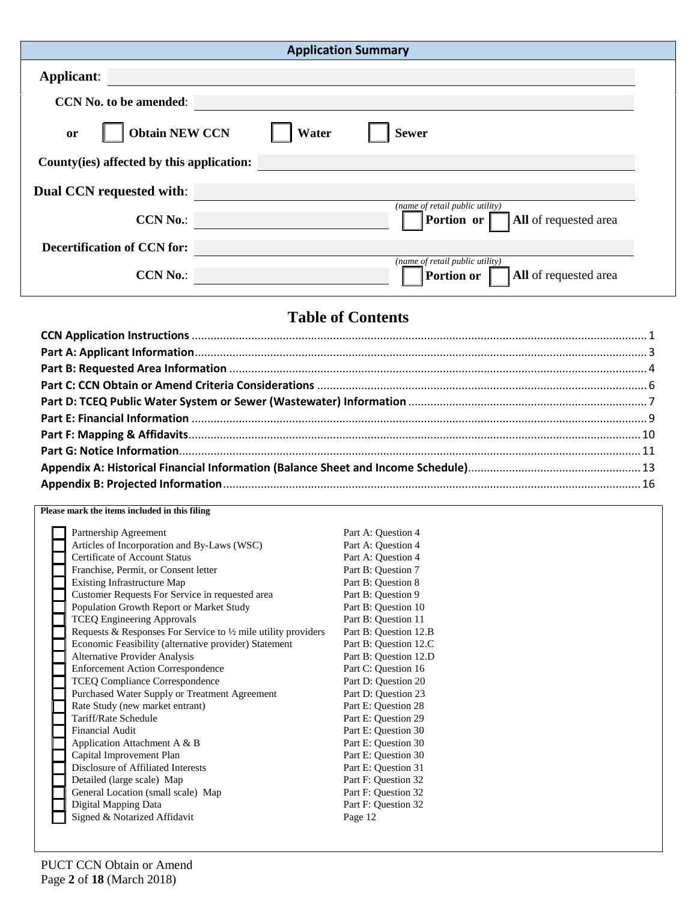## Application Summary

**Applicant**: ______________________

**CCN No. to be amended**: ______________________

**or** ☐ **Obtain NEW CCN** ☐ **Water** ☐ **Sewer**

**County(ies) affected by this application:** ______________________

**Dual CCN requested with**: ______________________
*(name of retail public utility)*

**CCN No.**: ______________ ☐ **Portion or** ☐ **All** of requested area

**Decertification of CCN for:** ______________________
*(name of retail public utility)*

**CCN No.**: ______________ ☐ **Portion or** ☐ **All** of requested area

## Table of Contents

- **CCN Application Instructions** .......... 1
- **Part A: Applicant Information** .......... 3
- **Part B: Requested Area Information** .......... 4
- **Part C: CCN Obtain or Amend Criteria Considerations** .......... 6
- **Part D: TCEQ Public Water System or Sewer (Wastewater) Information** .......... 7
- **Part E: Financial Information** .......... 9
- **Part F: Mapping & Affidavits** .......... 10
- **Part G: Notice Information** .......... 11
- **Appendix A: Historical Financial Information (Balance Sheet and Income Schedule)** .......... 13
- **Appendix B: Projected Information** .......... 16

**Please mark the items included in this filing**

| | Item | Reference |
|---|---|---|
| ☐ | Partnership Agreement | Part A: Question 4 |
| ☐ | Articles of Incorporation and By-Laws (WSC) | Part A: Question 4 |
| ☐ | Certificate of Account Status | Part A: Question 4 |
| ☐ | Franchise, Permit, or Consent letter | Part B: Question 7 |
| ☐ | Existing Infrastructure Map | Part B: Question 8 |
| ☐ | Customer Requests For Service in requested area | Part B: Question 9 |
| ☐ | Population Growth Report or Market Study | Part B: Question 10 |
| ☐ | TCEQ Engineering Approvals | Part B: Question 11 |
| ☐ | Requests & Responses For Service to ½ mile utility providers | Part B: Question 12.B |
| ☐ | Economic Feasibility (alternative provider) Statement | Part B: Question 12.C |
| ☐ | Alternative Provider Analysis | Part B: Question 12.D |
| ☐ | Enforcement Action Correspondence | Part C: Question 16 |
| ☐ | TCEQ Compliance Correspondence | Part D: Question 20 |
| ☐ | Purchased Water Supply or Treatment Agreement | Part D: Question 23 |
| ☐ | Rate Study (new market entrant) | Part E: Question 28 |
| ☐ | Tariff/Rate Schedule | Part E: Question 29 |
| ☐ | Financial Audit | Part E: Question 30 |
| ☐ | Application Attachment A & B | Part E: Question 30 |
| ☐ | Capital Improvement Plan | Part E: Question 30 |
| ☐ | Disclosure of Affiliated Interests | Part E: Question 31 |
| ☐ | Detailed (large scale) Map | Part F: Question 32 |
| ☐ | General Location (small scale) Map | Part F: Question 32 |
| ☐ | Digital Mapping Data | Part F: Question 32 |
| ☐ | Signed & Notarized Affidavit | Page 12 |

PUCT CCN Obtain or Amend
(March 2018)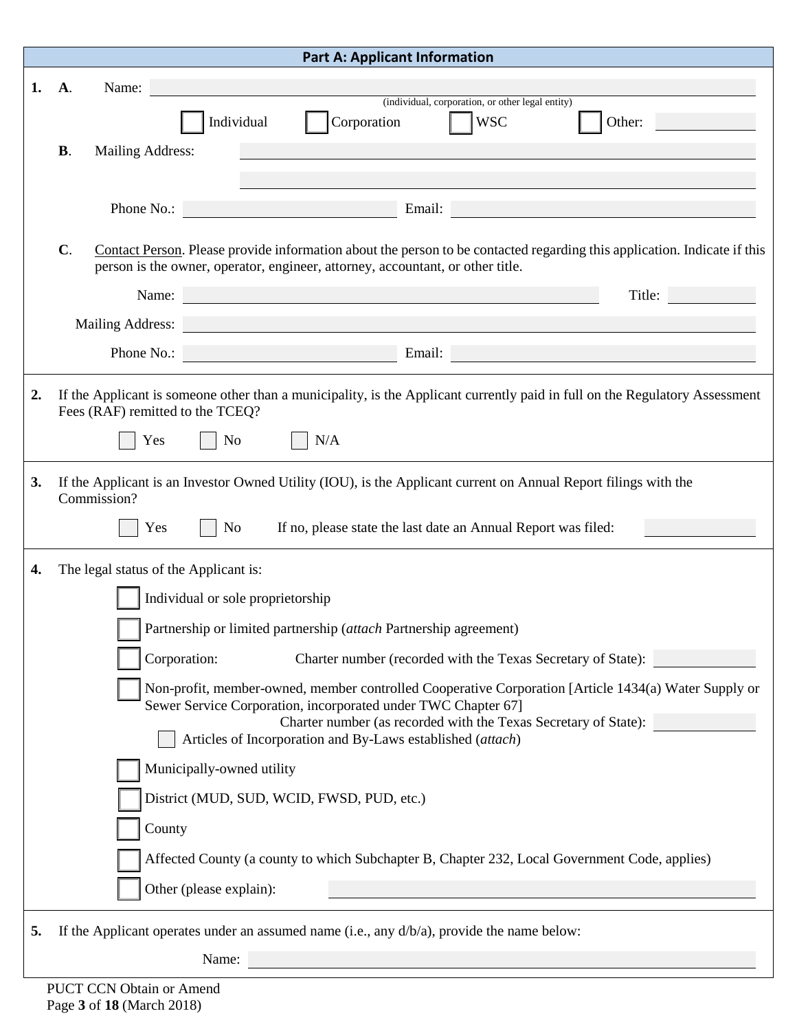## Part A: Applicant Information

**1.** **A**. Name: ____________________
(individual, corporation, or other legal entity)

☐ Individual ☐ Corporation ☐ WSC ☐ Other: ____________

**B**. Mailing Address: ____________________

____________________

Phone No.: ____________ Email: ____________

**C**. Contact Person. Please provide information about the person to be contacted regarding this application. Indicate if this person is the owner, operator, engineer, attorney, accountant, or other title.

Name: ____________________ Title: ____________

Mailing Address: ____________________

Phone No.: ____________ Email: ____________

**2.** If the Applicant is someone other than a municipality, is the Applicant currently paid in full on the Regulatory Assessment Fees (RAF) remitted to the TCEQ?

☐ Yes ☐ No ☐ N/A

**3.** If the Applicant is an Investor Owned Utility (IOU), is the Applicant current on Annual Report filings with the Commission?

☐ Yes ☐ No If no, please state the last date an Annual Report was filed: ____________

**4.** The legal status of the Applicant is:

☐ Individual or sole proprietorship

☐ Partnership or limited partnership (*attach* Partnership agreement)

☐ Corporation: Charter number (recorded with the Texas Secretary of State): ____________

☐ Non-profit, member-owned, member controlled Cooperative Corporation [Article 1434(a) Water Supply or Sewer Service Corporation, incorporated under TWC Chapter 67]
Charter number (as recorded with the Texas Secretary of State): ____________
☐ Articles of Incorporation and By-Laws established (*attach*)

☐ Municipally-owned utility

☐ District (MUD, SUD, WCID, FWSD, PUD, etc.)

☐ County

☐ Affected County (a county to which Subchapter B, Chapter 232, Local Government Code, applies)

☐ Other (please explain): ____________________

**5.** If the Applicant operates under an assumed name (i.e., any d/b/a), provide the name below:

Name: ____________________

PUCT CCN Obtain or Amend
(March 2018)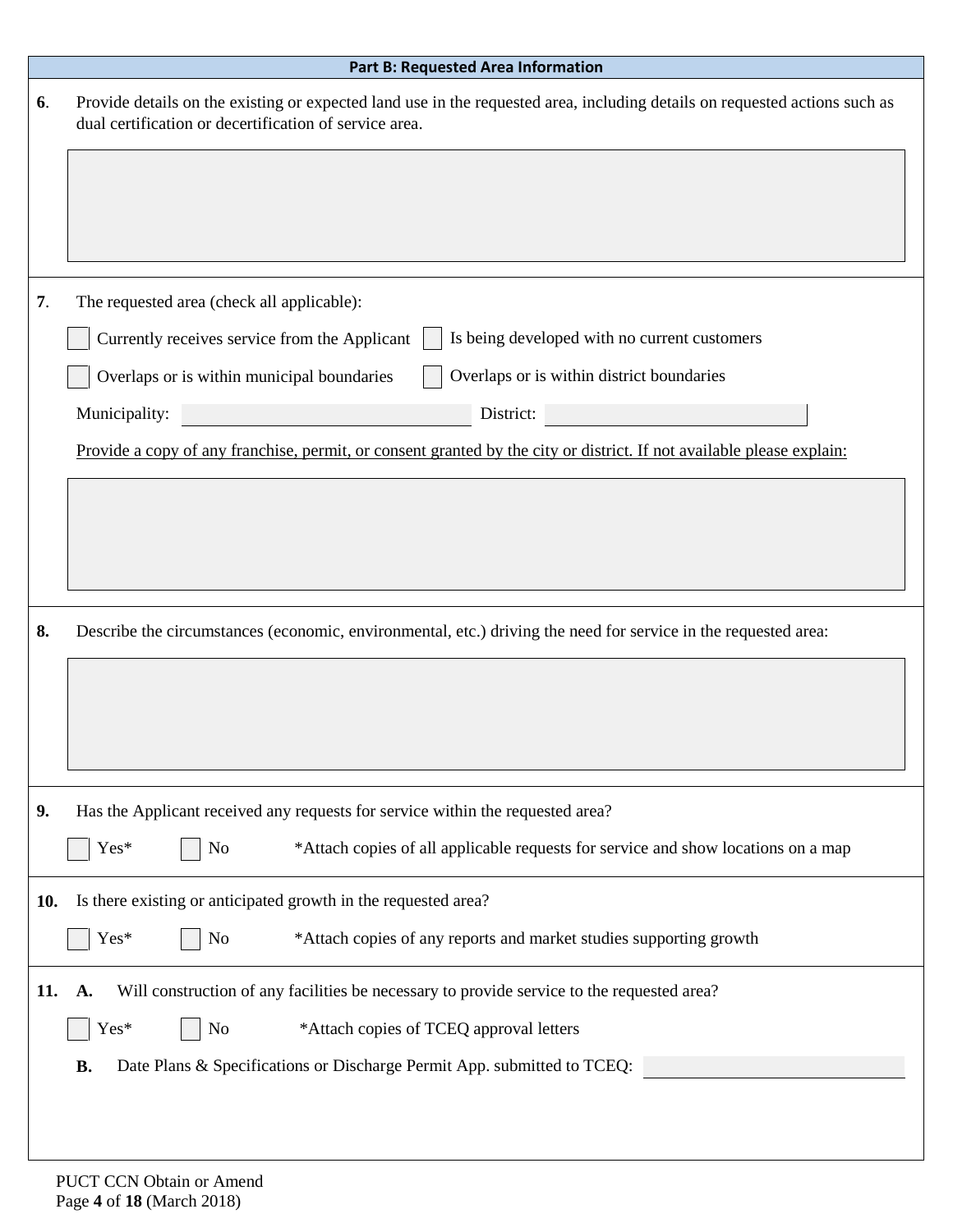## Part B: Requested Area Information

**6**. Provide details on the existing or expected land use in the requested area, including details on requested actions such as dual certification or decertification of service area.

**7**. The requested area (check all applicable):

- ☐ Currently receives service from the Applicant
- ☐ Is being developed with no current customers
- ☐ Overlaps or is within municipal boundaries
- ☐ Overlaps or is within district boundaries

Municipality: ______________ District: ______________

Provide a copy of any franchise, permit, or consent granted by the city or district. If not available please explain:

**8.** Describe the circumstances (economic, environmental, etc.) driving the need for service in the requested area:

**9.** Has the Applicant received any requests for service within the requested area?

☐ Yes* ☐ No *Attach copies of all applicable requests for service and show locations on a map

**10.** Is there existing or anticipated growth in the requested area?

☐ Yes* ☐ No *Attach copies of any reports and market studies supporting growth

**11.** **A.** Will construction of any facilities be necessary to provide service to the requested area?

☐ Yes* ☐ No *Attach copies of TCEQ approval letters

**B.** Date Plans & Specifications or Discharge Permit App. submitted to TCEQ: ______________

PUCT CCN Obtain or Amend
(March 2018)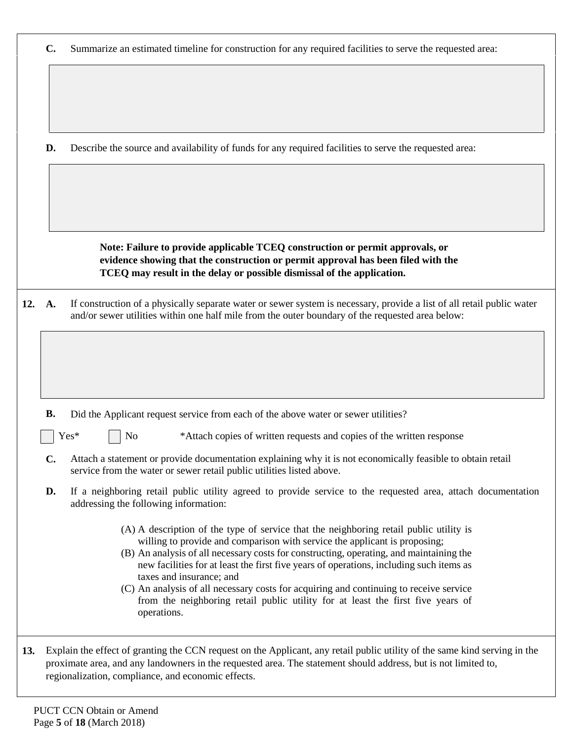**C.** Summarize an estimated timeline for construction for any required facilities to serve the requested area:

**D.** Describe the source and availability of funds for any required facilities to serve the requested area:

**Note: Failure to provide applicable TCEQ construction or permit approvals, or evidence showing that the construction or permit approval has been filed with the TCEQ may result in the delay or possible dismissal of the application.**

**12. A.** If construction of a physically separate water or sewer system is necessary, provide a list of all retail public water and/or sewer utilities within one half mile from the outer boundary of the requested area below:

**B.** Did the Applicant request service from each of the above water or sewer utilities?

☐ Yes* ☐ No *Attach copies of written requests and copies of the written response

**C.** Attach a statement or provide documentation explaining why it is not economically feasible to obtain retail service from the water or sewer retail public utilities listed above.

**D.** If a neighboring retail public utility agreed to provide service to the requested area, attach documentation addressing the following information:

(A) A description of the type of service that the neighboring retail public utility is willing to provide and comparison with service the applicant is proposing;
(B) An analysis of all necessary costs for constructing, operating, and maintaining the new facilities for at least the first five years of operations, including such items as taxes and insurance; and
(C) An analysis of all necessary costs for acquiring and continuing to receive service from the neighboring retail public utility for at least the first five years of operations.

**13.** Explain the effect of granting the CCN request on the Applicant, any retail public utility of the same kind serving in the proximate area, and any landowners in the requested area. The statement should address, but is not limited to, regionalization, compliance, and economic effects.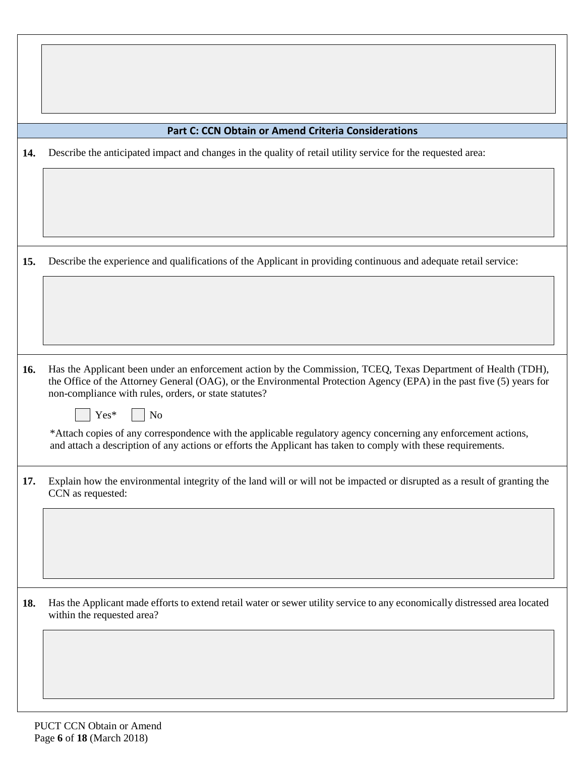## Part C: CCN Obtain or Amend Criteria Considerations

**14.** Describe the anticipated impact and changes in the quality of retail utility service for the requested area:

**15.** Describe the experience and qualifications of the Applicant in providing continuous and adequate retail service:

**16.** Has the Applicant been under an enforcement action by the Commission, TCEQ, Texas Department of Health (TDH), the Office of the Attorney General (OAG), or the Environmental Protection Agency (EPA) in the past five (5) years for non-compliance with rules, orders, or state statutes?

☐ Yes* ☐ No

*Attach copies of any correspondence with the applicable regulatory agency concerning any enforcement actions, and attach a description of any actions or efforts the Applicant has taken to comply with these requirements.

**17.** Explain how the environmental integrity of the land will or will not be impacted or disrupted as a result of granting the CCN as requested:

**18.** Has the Applicant made efforts to extend retail water or sewer utility service to any economically distressed area located within the requested area?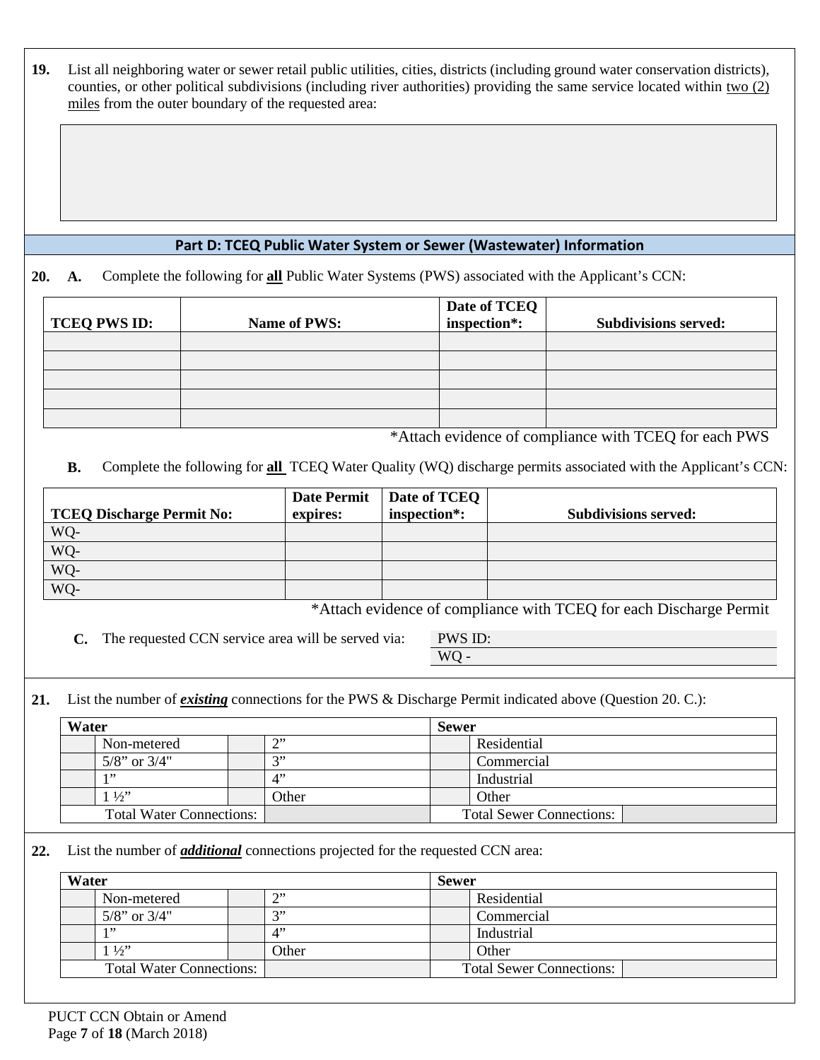**19.** List all neighboring water or sewer retail public utilities, cities, districts (including ground water conservation districts), counties, or other political subdivisions (including river authorities) providing the same service located within two (2) miles from the outer boundary of the requested area:

## Part D: TCEQ Public Water System or Sewer (Wastewater) Information

**20. A.** Complete the following for **all** Public Water Systems (PWS) associated with the Applicant's CCN:

| TCEQ PWS ID: | Name of PWS: | Date of TCEQ inspection*: | Subdivisions served: |
|---|---|---|---|
| | | | |
| | | | |
| | | | |
| | | | |
| | | | |

*Attach evidence of compliance with TCEQ for each PWS

**B.** Complete the following for **all** TCEQ Water Quality (WQ) discharge permits associated with the Applicant's CCN:

| TCEQ Discharge Permit No: | Date Permit expires: | Date of TCEQ inspection*: | Subdivisions served: |
|---|---|---|---|
| WQ- | | | |
| WQ- | | | |
| WQ- | | | |
| WQ- | | | |

*Attach evidence of compliance with TCEQ for each Discharge Permit

**C.** The requested CCN service area will be served via:

PWS ID:
WQ -

**21.** List the number of ***existing*** connections for the PWS & Discharge Permit indicated above (Question 20. C.):

| Water | | | | Sewer | |
|---|---|---|---|---|---|
| | Non-metered | | 2" | | Residential |
| | 5/8" or 3/4" | | 3" | | Commercial |
| | 1" | | 4" | | Industrial |
| | 1 ½" | | Other | | Other |
| Total Water Connections: | | | | Total Sewer Connections: | |

**22.** List the number of ***additional*** connections projected for the requested CCN area:

| Water | | | | Sewer | |
|---|---|---|---|---|---|
| | Non-metered | | 2" | | Residential |
| | 5/8" or 3/4" | | 3" | | Commercial |
| | 1" | | 4" | | Industrial |
| | 1 ½" | | Other | | Other |
| Total Water Connections: | | | | Total Sewer Connections: | |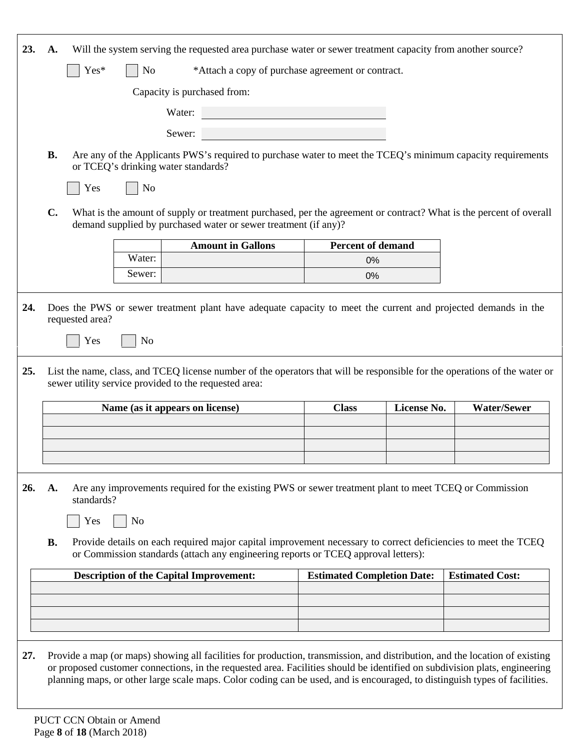**23.** **A.** Will the system serving the requested area purchase water or sewer treatment capacity from another source?

☐ Yes* ☐ No *Attach a copy of purchase agreement or contract.

Capacity is purchased from:

Water: ____________________

Sewer: ____________________

**B.** Are any of the Applicants PWS's required to purchase water to meet the TCEQ's minimum capacity requirements or TCEQ's drinking water standards?

☐ Yes ☐ No

**C.** What is the amount of supply or treatment purchased, per the agreement or contract? What is the percent of overall demand supplied by purchased water or sewer treatment (if any)?

| | Amount in Gallons | Percent of demand |
|---|---|---|
| Water: | | 0% |
| Sewer: | | 0% |

**24.** Does the PWS or sewer treatment plant have adequate capacity to meet the current and projected demands in the requested area?

☐ Yes ☐ No

**25.** List the name, class, and TCEQ license number of the operators that will be responsible for the operations of the water or sewer utility service provided to the requested area:

| Name (as it appears on license) | Class | License No. | Water/Sewer |
|---|---|---|---|
| | | | |
| | | | |
| | | | |
| | | | |

**26.** **A.** Are any improvements required for the existing PWS or sewer treatment plant to meet TCEQ or Commission standards?

☐ Yes ☐ No

**B.** Provide details on each required major capital improvement necessary to correct deficiencies to meet the TCEQ or Commission standards (attach any engineering reports or TCEQ approval letters):

| Description of the Capital Improvement: | Estimated Completion Date: | Estimated Cost: |
|---|---|---|
| | | |
| | | |
| | | |
| | | |

**27.** Provide a map (or maps) showing all facilities for production, transmission, and distribution, and the location of existing or proposed customer connections, in the requested area. Facilities should be identified on subdivision plats, engineering planning maps, or other large scale maps. Color coding can be used, and is encouraged, to distinguish types of facilities.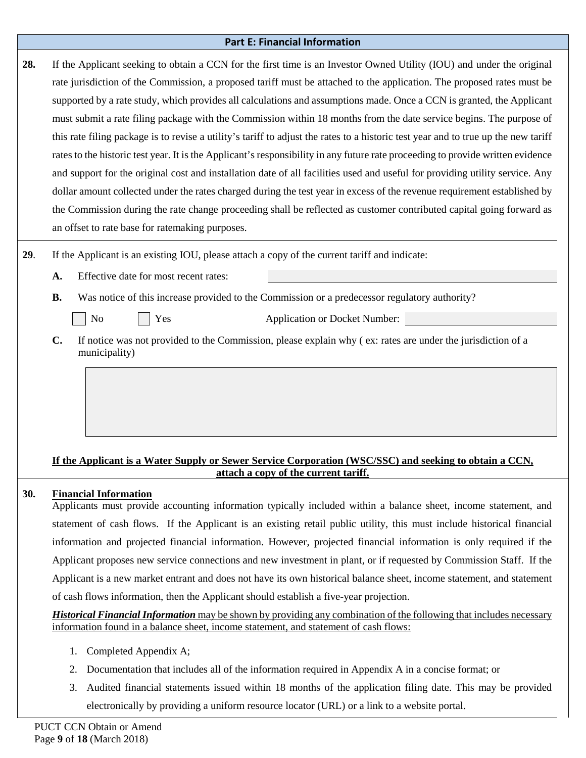## Part E: Financial Information

**28.** If the Applicant seeking to obtain a CCN for the first time is an Investor Owned Utility (IOU) and under the original rate jurisdiction of the Commission, a proposed tariff must be attached to the application. The proposed rates must be supported by a rate study, which provides all calculations and assumptions made. Once a CCN is granted, the Applicant must submit a rate filing package with the Commission within 18 months from the date service begins. The purpose of this rate filing package is to revise a utility's tariff to adjust the rates to a historic test year and to true up the new tariff rates to the historic test year. It is the Applicant's responsibility in any future rate proceeding to provide written evidence and support for the original cost and installation date of all facilities used and useful for providing utility service. Any dollar amount collected under the rates charged during the test year in excess of the revenue requirement established by the Commission during the rate change proceeding shall be reflected as customer contributed capital going forward as an offset to rate base for ratemaking purposes.

**29**. If the Applicant is an existing IOU, please attach a copy of the current tariff and indicate:

**A.** Effective date for most recent rates: ____________________

**B.** Was notice of this increase provided to the Commission or a predecessor regulatory authority?

☐ No ☐ Yes Application or Docket Number: ____________________

**C.** If notice was not provided to the Commission, please explain why ( ex: rates are under the jurisdiction of a municipality)

____________________

**<u>If the Applicant is a Water Supply or Sewer Service Corporation (WSC/SSC) and seeking to obtain a CCN, attach a copy of the current tariff.</u>**

**30.** **<u>Financial Information</u>**

Applicants must provide accounting information typically included within a balance sheet, income statement, and statement of cash flows. If the Applicant is an existing retail public utility, this must include historical financial information and projected financial information. However, projected financial information is only required if the Applicant proposes new service connections and new investment in plant, or if requested by Commission Staff. If the Applicant is a new market entrant and does not have its own historical balance sheet, income statement, and statement of cash flows information, then the Applicant should establish a five-year projection.

***<u>Historical Financial Information</u>*** <u>may be shown by providing any combination of the following that includes necessary information found in a balance sheet, income statement, and statement of cash flows:</u>

1. Completed Appendix A;
2. Documentation that includes all of the information required in Appendix A in a concise format; or
3. Audited financial statements issued within 18 months of the application filing date. This may be provided electronically by providing a uniform resource locator (URL) or a link to a website portal.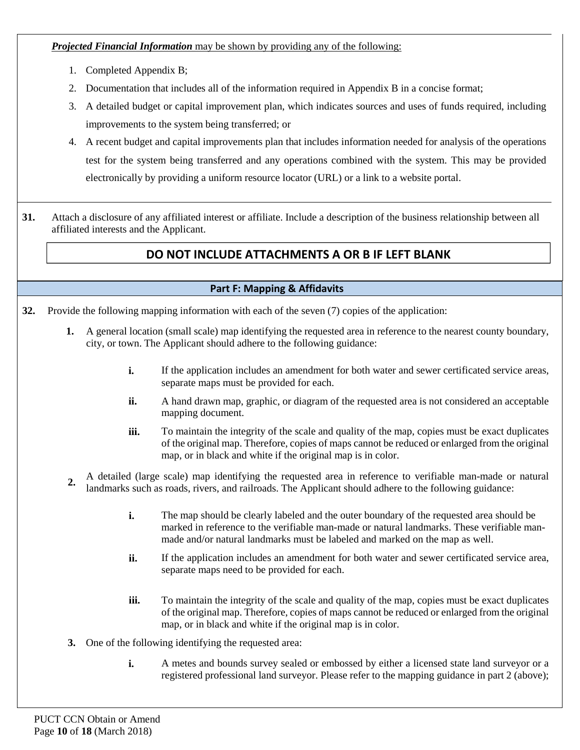***Projected Financial Information*** may be shown by providing any of the following:

1. Completed Appendix B;
2. Documentation that includes all of the information required in Appendix B in a concise format;
3. A detailed budget or capital improvement plan, which indicates sources and uses of funds required, including improvements to the system being transferred; or
4. A recent budget and capital improvements plan that includes information needed for analysis of the operations test for the system being transferred and any operations combined with the system. This may be provided electronically by providing a uniform resource locator (URL) or a link to a website portal.

**31.** Attach a disclosure of any affiliated interest or affiliate. Include a description of the business relationship between all affiliated interests and the Applicant.

**DO NOT INCLUDE ATTACHMENTS A OR B IF LEFT BLANK**

## Part F: Mapping & Affidavits

**32.** Provide the following mapping information with each of the seven (7) copies of the application:

**1.** A general location (small scale) map identifying the requested area in reference to the nearest county boundary, city, or town. The Applicant should adhere to the following guidance:

- **i.** If the application includes an amendment for both water and sewer certificated service areas, separate maps must be provided for each.
- **ii.** A hand drawn map, graphic, or diagram of the requested area is not considered an acceptable mapping document.
- **iii.** To maintain the integrity of the scale and quality of the map, copies must be exact duplicates of the original map. Therefore, copies of maps cannot be reduced or enlarged from the original map, or in black and white if the original map is in color.

**2.** A detailed (large scale) map identifying the requested area in reference to verifiable man-made or natural landmarks such as roads, rivers, and railroads. The Applicant should adhere to the following guidance:

- **i.** The map should be clearly labeled and the outer boundary of the requested area should be marked in reference to the verifiable man-made or natural landmarks. These verifiable man-made and/or natural landmarks must be labeled and marked on the map as well.
- **ii.** If the application includes an amendment for both water and sewer certificated service area, separate maps need to be provided for each.
- **iii.** To maintain the integrity of the scale and quality of the map, copies must be exact duplicates of the original map. Therefore, copies of maps cannot be reduced or enlarged from the original map, or in black and white if the original map is in color.

**3.** One of the following identifying the requested area:

- **i.** A metes and bounds survey sealed or embossed by either a licensed state land surveyor or a registered professional land surveyor. Please refer to the mapping guidance in part 2 (above);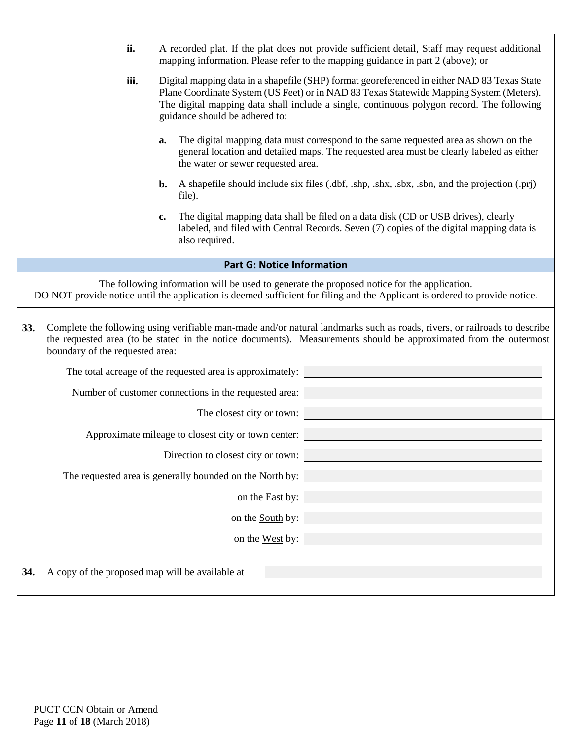ii. A recorded plat. If the plat does not provide sufficient detail, Staff may request additional mapping information. Please refer to the mapping guidance in part 2 (above); or

iii. Digital mapping data in a shapefile (SHP) format georeferenced in either NAD 83 Texas State Plane Coordinate System (US Feet) or in NAD 83 Texas Statewide Mapping System (Meters). The digital mapping data shall include a single, continuous polygon record. The following guidance should be adhered to:

   a. The digital mapping data must correspond to the same requested area as shown on the general location and detailed maps. The requested area must be clearly labeled as either the water or sewer requested area.

   b. A shapefile should include six files (.dbf, .shp, .shx, .sbx, .sbn, and the projection (.prj) file).

   c. The digital mapping data shall be filed on a data disk (CD or USB drives), clearly labeled, and filed with Central Records. Seven (7) copies of the digital mapping data is also required.

## Part G: Notice Information

The following information will be used to generate the proposed notice for the application.
DO NOT provide notice until the application is deemed sufficient for filing and the Applicant is ordered to provide notice.

**33.** Complete the following using verifiable man-made and/or natural landmarks such as roads, rivers, or railroads to describe the requested area (to be stated in the notice documents). Measurements should be approximated from the outermost boundary of the requested area:

The total acreage of the requested area is approximately: ______________________

Number of customer connections in the requested area: ______________________

The closest city or town: ______________________

Approximate mileage to closest city or town center: ______________________

Direction to closest city or town: ______________________

The requested area is generally bounded on the North by: ______________________

on the East by: ______________________

on the South by: ______________________

on the West by: ______________________

**34.** A copy of the proposed map will be available at ______________________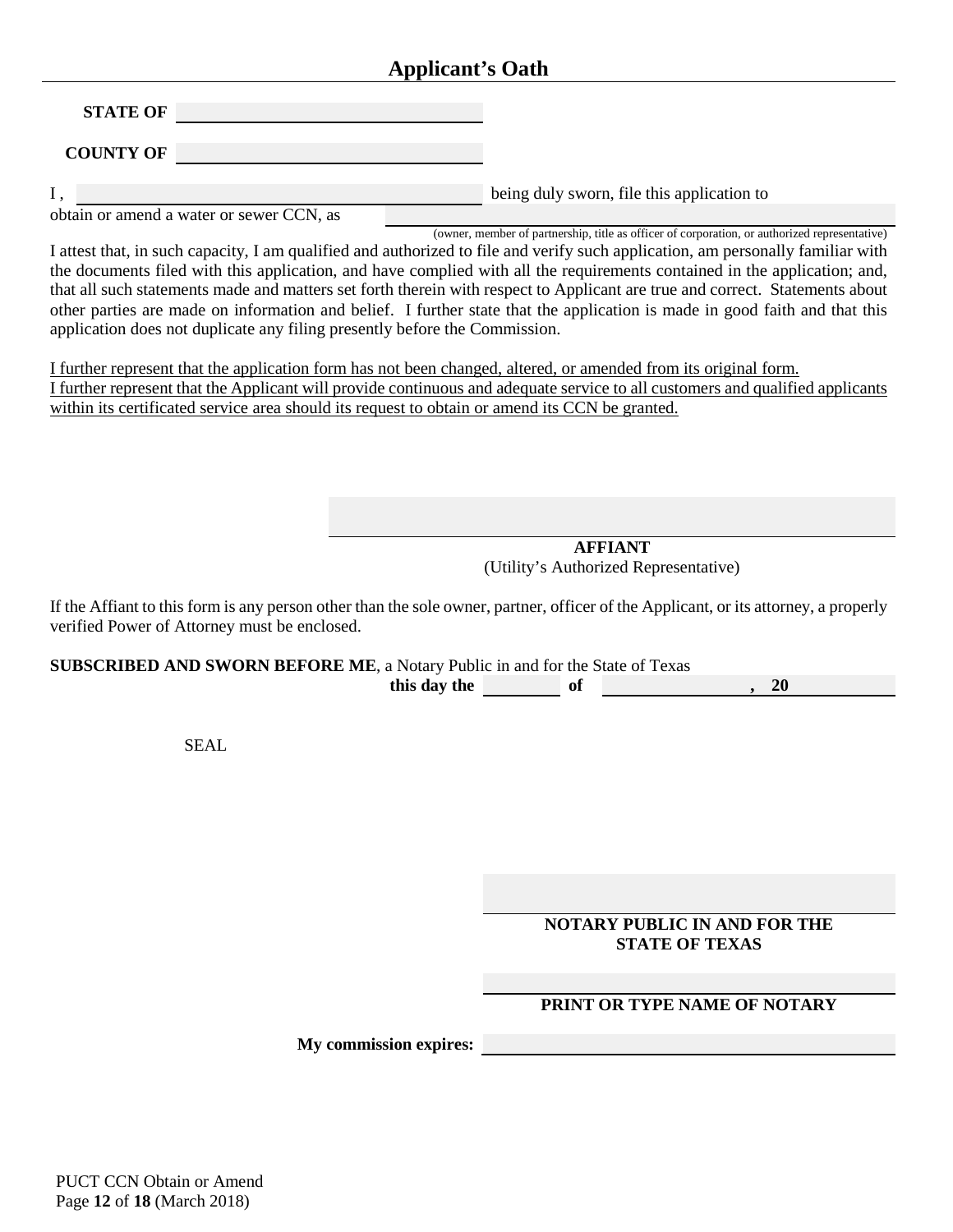## Applicant's Oath

**STATE OF** \_\_\_\_\_\_\_\_\_\_\_\_\_\_\_\_\_\_\_\_\_\_\_\_\_\_\_\_\_\_

**COUNTY OF** \_\_\_\_\_\_\_\_\_\_\_\_\_\_\_\_\_\_\_\_\_\_\_\_\_\_\_\_\_\_

I , \_\_\_\_\_\_\_\_\_\_\_\_\_\_\_\_\_\_\_\_\_\_\_\_\_\_\_\_\_\_\_\_\_\_\_\_\_\_\_\_ being duly sworn, file this application to obtain or amend a water or sewer CCN, as \_\_\_\_\_\_\_\_\_\_\_\_\_\_\_\_\_\_\_\_\_\_\_\_\_\_\_\_\_\_\_\_\_\_\_\_\_\_\_\_

(owner, member of partnership, title as officer of corporation, or authorized representative)

I attest that, in such capacity, I am qualified and authorized to file and verify such application, am personally familiar with the documents filed with this application, and have complied with all the requirements contained in the application; and, that all such statements made and matters set forth therein with respect to Applicant are true and correct. Statements about other parties are made on information and belief. I further state that the application is made in good faith and that this application does not duplicate any filing presently before the Commission.

<u>I further represent that the application form has not been changed, altered, or amended from its original form.</u>
<u>I further represent that the Applicant will provide continuous and adequate service to all customers and qualified applicants within its certificated service area should its request to obtain or amend its CCN be granted.</u>

\_\_\_\_\_\_\_\_\_\_\_\_\_\_\_\_\_\_\_\_\_\_\_\_\_\_\_\_\_\_\_\_\_\_\_\_\_\_\_\_

**AFFIANT**
(Utility's Authorized Representative)

If the Affiant to this form is any person other than the sole owner, partner, officer of the Applicant, or its attorney, a properly verified Power of Attorney must be enclosed.

**SUBSCRIBED AND SWORN BEFORE ME**, a Notary Public in and for the State of Texas
**this day the** \_\_\_\_\_\_\_\_ **of** \_\_\_\_\_\_\_\_\_\_\_\_\_\_\_\_ **, 20** \_\_\_\_\_\_\_\_

SEAL

\_\_\_\_\_\_\_\_\_\_\_\_\_\_\_\_\_\_\_\_\_\_\_\_\_\_\_\_\_\_\_\_\_\_\_\_\_\_\_\_

**NOTARY PUBLIC IN AND FOR THE STATE OF TEXAS**

\_\_\_\_\_\_\_\_\_\_\_\_\_\_\_\_\_\_\_\_\_\_\_\_\_\_\_\_\_\_\_\_\_\_\_\_\_\_\_\_

**PRINT OR TYPE NAME OF NOTARY**

**My commission expires:** \_\_\_\_\_\_\_\_\_\_\_\_\_\_\_\_\_\_\_\_\_\_\_\_\_\_\_\_\_\_

PUCT CCN Obtain or Amend
(March 2018)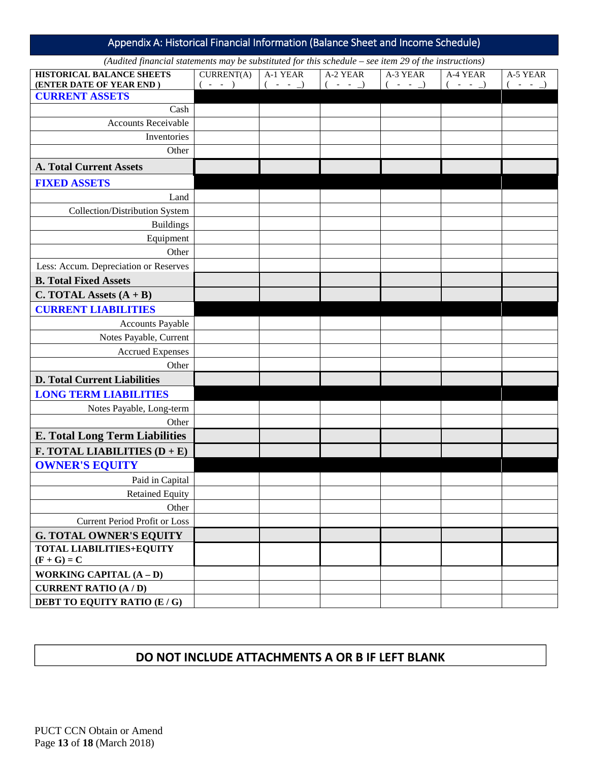## Appendix A: Historical Financial Information (Balance Sheet and Income Schedule)

*(Audited financial statements may be substituted for this schedule – see item 29 of the instructions)*

| HISTORICAL BALANCE SHEETS (ENTER DATE OF YEAR END ) | CURRENT(A) ( - - ) | A-1 YEAR ( - - _) | A-2 YEAR ( - - _) | A-3 YEAR ( - - _) | A-4 YEAR ( - - _) | A-5 YEAR ( - - _) |
|---|---|---|---|---|---|---|
| **CURRENT ASSETS** | | | | | | |
| Cash | | | | | | |
| Accounts Receivable | | | | | | |
| Inventories | | | | | | |
| Other | | | | | | |
| **A. Total Current Assets** | | | | | | |
| **FIXED ASSETS** | | | | | | |
| Land | | | | | | |
| Collection/Distribution System | | | | | | |
| Buildings | | | | | | |
| Equipment | | | | | | |
| Other | | | | | | |
| Less: Accum. Depreciation or Reserves | | | | | | |
| **B. Total Fixed Assets** | | | | | | |
| **C. TOTAL Assets (A + B)** | | | | | | |
| **CURRENT LIABILITIES** | | | | | | |
| Accounts Payable | | | | | | |
| Notes Payable, Current | | | | | | |
| Accrued Expenses | | | | | | |
| Other | | | | | | |
| **D. Total Current Liabilities** | | | | | | |
| **LONG TERM LIABILITIES** | | | | | | |
| Notes Payable, Long-term | | | | | | |
| Other | | | | | | |
| **E. Total Long Term Liabilities** | | | | | | |
| **F. TOTAL LIABILITIES (D + E)** | | | | | | |
| **OWNER'S EQUITY** | | | | | | |
| Paid in Capital | | | | | | |
| Retained Equity | | | | | | |
| Other | | | | | | |
| Current Period Profit or Loss | | | | | | |
| **G. TOTAL OWNER'S EQUITY** | | | | | | |
| **TOTAL LIABILITIES+EQUITY (F + G) = C** | | | | | | |
| **WORKING CAPITAL (A – D)** | | | | | | |
| **CURRENT RATIO (A / D)** | | | | | | |
| **DEBT TO EQUITY RATIO (E / G)** | | | | | | |

**DO NOT INCLUDE ATTACHMENTS A OR B IF LEFT BLANK**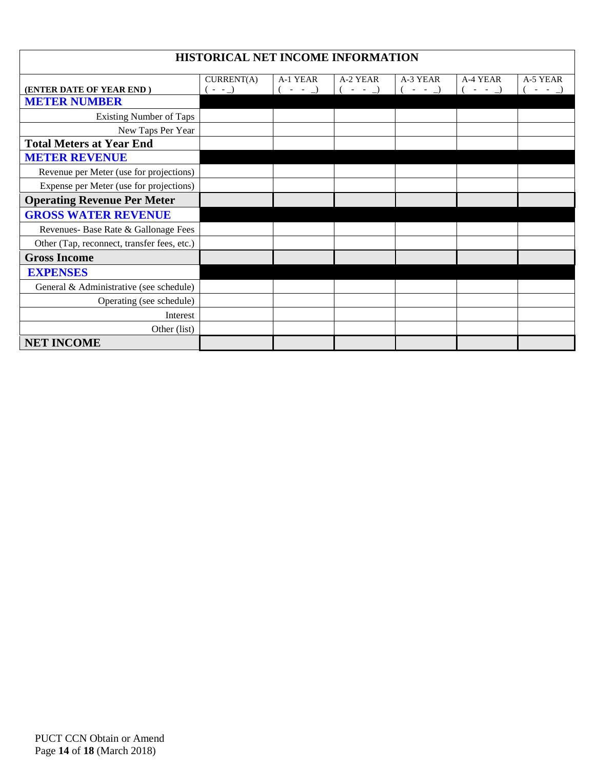## HISTORICAL NET INCOME INFORMATION

| (ENTER DATE OF YEAR END ) | CURRENT(A) ( - - _) | A-1 YEAR ( - - _) | A-2 YEAR ( - - _) | A-3 YEAR ( - - _) | A-4 YEAR ( - - _) | A-5 YEAR ( - - _) |
|---|---|---|---|---|---|---|
| **METER NUMBER** | | | | | | |
| Existing Number of Taps | | | | | | |
| New Taps Per Year | | | | | | |
| **Total Meters at Year End** | | | | | | |
| **METER REVENUE** | | | | | | |
| Revenue per Meter (use for projections) | | | | | | |
| Expense per Meter (use for projections) | | | | | | |
| **Operating Revenue Per Meter** | | | | | | |
| **GROSS WATER REVENUE** | | | | | | |
| Revenues- Base Rate & Gallonage Fees | | | | | | |
| Other (Tap, reconnect, transfer fees, etc.) | | | | | | |
| **Gross Income** | | | | | | |
| **EXPENSES** | | | | | | |
| General & Administrative (see schedule) | | | | | | |
| Operating (see schedule) | | | | | | |
| Interest | | | | | | |
| Other (list) | | | | | | |
| **NET INCOME** | | | | | | |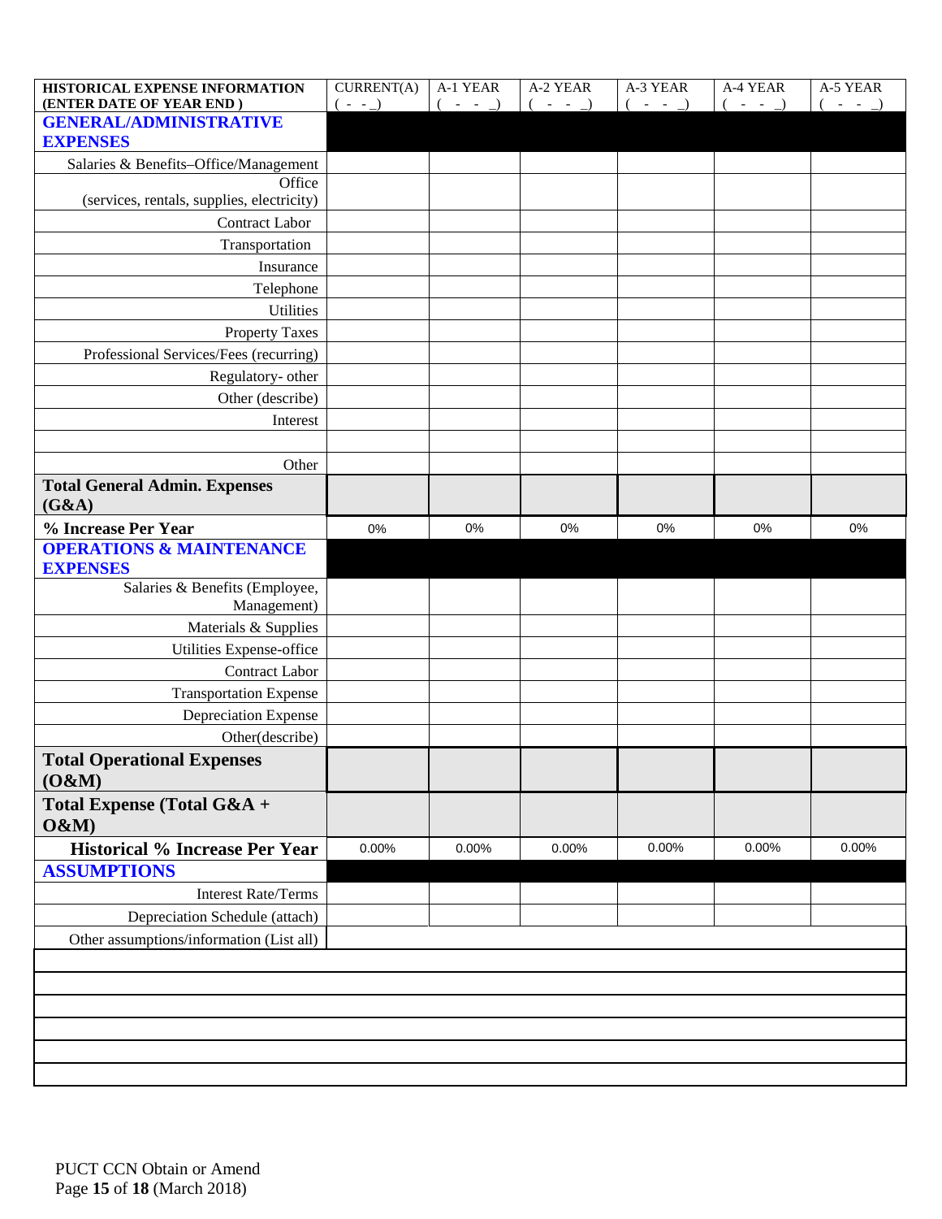| HISTORICAL EXPENSE INFORMATION (ENTER DATE OF YEAR END ) | CURRENT(A) ( - - _) | A-1 YEAR ( - - _) | A-2 YEAR ( - - _) | A-3 YEAR ( - - _) | A-4 YEAR ( - - _) | A-5 YEAR ( - - _) |
|---|---|---|---|---|---|---|
| **GENERAL/ADMINISTRATIVE EXPENSES** | | | | | | |
| Salaries & Benefits–Office/Management | | | | | | |
| Office (services, rentals, supplies, electricity) | | | | | | |
| Contract Labor | | | | | | |
| Transportation | | | | | | |
| Insurance | | | | | | |
| Telephone | | | | | | |
| Utilities | | | | | | |
| Property Taxes | | | | | | |
| Professional Services/Fees (recurring) | | | | | | |
| Regulatory- other | | | | | | |
| Other (describe) | | | | | | |
| Interest | | | | | | |
| | | | | | | |
| Other | | | | | | |
| **Total General Admin. Expenses (G&A)** | | | | | | |
| **% Increase Per Year** | 0% | 0% | 0% | 0% | 0% | 0% |
| **OPERATIONS & MAINTENANCE EXPENSES** | | | | | | |
| Salaries & Benefits (Employee, Management) | | | | | | |
| Materials & Supplies | | | | | | |
| Utilities Expense-office | | | | | | |
| Contract Labor | | | | | | |
| Transportation Expense | | | | | | |
| Depreciation Expense | | | | | | |
| Other(describe) | | | | | | |
| **Total Operational Expenses (O&M)** | | | | | | |
| **Total Expense (Total G&A + O&M)** | | | | | | |
| **Historical % Increase Per Year** | 0.00% | 0.00% | 0.00% | 0.00% | 0.00% | 0.00% |
| **ASSUMPTIONS** | | | | | | |
| Interest Rate/Terms | | | | | | |
| Depreciation Schedule (attach) | | | | | | |
| Other assumptions/information (List all) | | | | | | |
| | | | | | | |
| | | | | | | |
| | | | | | | |
| | | | | | | |
| | | | | | | |
| | | | | | | |

PUCT CCN Obtain or Amend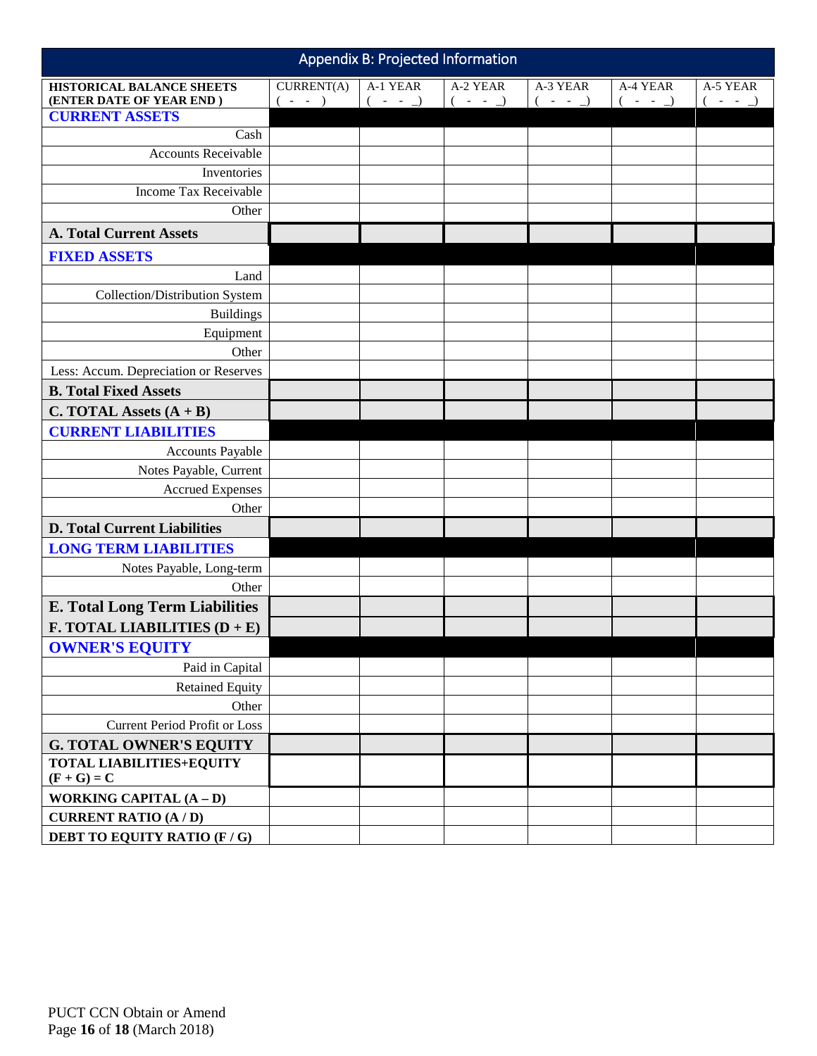## Appendix B: Projected Information

| HISTORICAL BALANCE SHEETS (ENTER DATE OF YEAR END ) | CURRENT(A) ( - - ) | A-1 YEAR ( - - _) | A-2 YEAR ( - - _) | A-3 YEAR ( - - _) | A-4 YEAR ( - - _) | A-5 YEAR ( - - _) |
|---|---|---|---|---|---|---|
| **CURRENT ASSETS** | | | | | | |
| Cash | | | | | | |
| Accounts Receivable | | | | | | |
| Inventories | | | | | | |
| Income Tax Receivable | | | | | | |
| Other | | | | | | |
| **A. Total Current Assets** | | | | | | |
| **FIXED ASSETS** | | | | | | |
| Land | | | | | | |
| Collection/Distribution System | | | | | | |
| Buildings | | | | | | |
| Equipment | | | | | | |
| Other | | | | | | |
| Less: Accum. Depreciation or Reserves | | | | | | |
| **B. Total Fixed Assets** | | | | | | |
| **C. TOTAL Assets (A + B)** | | | | | | |
| **CURRENT LIABILITIES** | | | | | | |
| Accounts Payable | | | | | | |
| Notes Payable, Current | | | | | | |
| Accrued Expenses | | | | | | |
| Other | | | | | | |
| **D. Total Current Liabilities** | | | | | | |
| **LONG TERM LIABILITIES** | | | | | | |
| Notes Payable, Long-term | | | | | | |
| Other | | | | | | |
| **E. Total Long Term Liabilities** | | | | | | |
| **F. TOTAL LIABILITIES (D + E)** | | | | | | |
| **OWNER'S EQUITY** | | | | | | |
| Paid in Capital | | | | | | |
| Retained Equity | | | | | | |
| Other | | | | | | |
| Current Period Profit or Loss | | | | | | |
| **G. TOTAL OWNER'S EQUITY** | | | | | | |
| **TOTAL LIABILITIES+EQUITY (F + G) = C** | | | | | | |
| **WORKING CAPITAL (A – D)** | | | | | | |
| **CURRENT RATIO (A / D)** | | | | | | |
| **DEBT TO EQUITY RATIO (F / G)** | | | | | | |

PUCT CCN Obtain or Amend
(March 2018)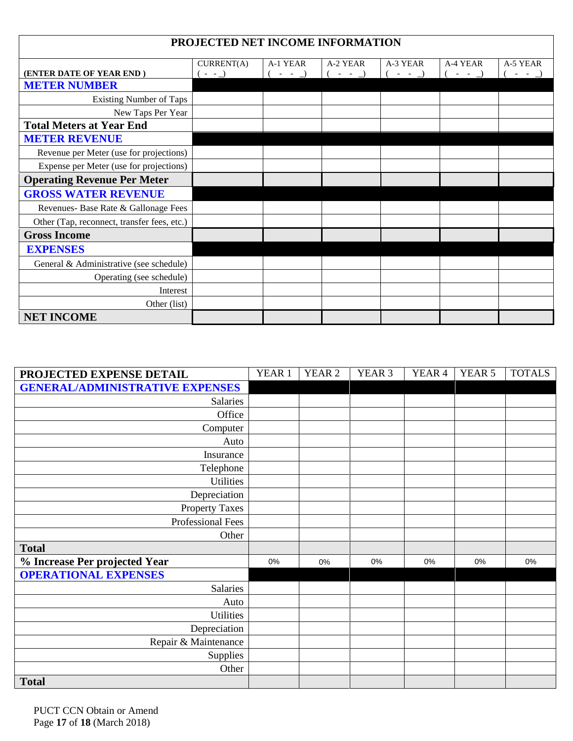| PROJECTED NET INCOME INFORMATION | | | | | | |
|---|---|---|---|---|---|---|
| **(ENTER DATE OF YEAR END )** | CURRENT(A) ( - - _) | A-1 YEAR ( - - _) | A-2 YEAR ( - - _) | A-3 YEAR ( - - _) | A-4 YEAR ( - - _) | A-5 YEAR ( - - _) |
| **METER NUMBER** | | | | | | |
| Existing Number of Taps | | | | | | |
| New Taps Per Year | | | | | | |
| **Total Meters at Year End** | | | | | | |
| **METER REVENUE** | | | | | | |
| Revenue per Meter (use for projections) | | | | | | |
| Expense per Meter (use for projections) | | | | | | |
| **Operating Revenue Per Meter** | | | | | | |
| **GROSS WATER REVENUE** | | | | | | |
| Revenues- Base Rate & Gallonage Fees | | | | | | |
| Other (Tap, reconnect, transfer fees, etc.) | | | | | | |
| **Gross Income** | | | | | | |
| **EXPENSES** | | | | | | |
| General & Administrative (see schedule) | | | | | | |
| Operating (see schedule) | | | | | | |
| Interest | | | | | | |
| Other (list) | | | | | | |
| **NET INCOME** | | | | | | |

| **PROJECTED EXPENSE DETAIL** | YEAR 1 | YEAR 2 | YEAR 3 | YEAR 4 | YEAR 5 | TOTALS |
|---|---|---|---|---|---|---|
| **GENERAL/ADMINISTRATIVE EXPENSES** | | | | | | |
| Salaries | | | | | | |
| Office | | | | | | |
| Computer | | | | | | |
| Auto | | | | | | |
| Insurance | | | | | | |
| Telephone | | | | | | |
| Utilities | | | | | | |
| Depreciation | | | | | | |
| Property Taxes | | | | | | |
| Professional Fees | | | | | | |
| Other | | | | | | |
| **Total** | | | | | | |
| **% Increase Per projected Year** | 0% | 0% | 0% | 0% | 0% | 0% |
| **OPERATIONAL EXPENSES** | | | | | | |
| Salaries | | | | | | |
| Auto | | | | | | |
| Utilities | | | | | | |
| Depreciation | | | | | | |
| Repair & Maintenance | | | | | | |
| Supplies | | | | | | |
| Other | | | | | | |
| **Total** | | | | | | |

PUCT CCN Obtain or Amend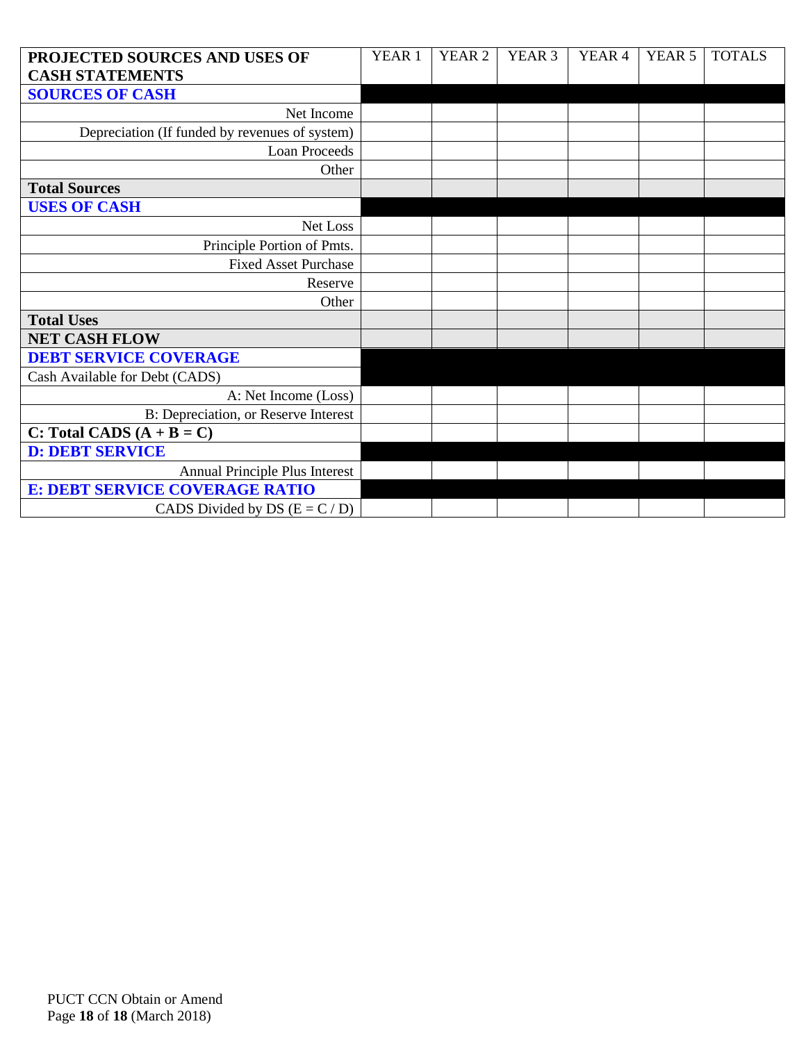| PROJECTED SOURCES AND USES OF CASH STATEMENTS | YEAR 1 | YEAR 2 | YEAR 3 | YEAR 4 | YEAR 5 | TOTALS |
|---|---|---|---|---|---|---|
| **SOURCES OF CASH** | | | | | | |
| Net Income | | | | | | |
| Depreciation (If funded by revenues of system) | | | | | | |
| Loan Proceeds | | | | | | |
| Other | | | | | | |
| **Total Sources** | | | | | | |
| **USES OF CASH** | | | | | | |
| Net Loss | | | | | | |
| Principle Portion of Pmts. | | | | | | |
| Fixed Asset Purchase | | | | | | |
| Reserve | | | | | | |
| Other | | | | | | |
| **Total Uses** | | | | | | |
| **NET CASH FLOW** | | | | | | |
| **DEBT SERVICE COVERAGE** | | | | | | |
| Cash Available for Debt (CADS) | | | | | | |
| A: Net Income (Loss) | | | | | | |
| B: Depreciation, or Reserve Interest | | | | | | |
| **C: Total CADS (A + B = C)** | | | | | | |
| **D: DEBT SERVICE** | | | | | | |
| Annual Principle Plus Interest | | | | | | |
| **E: DEBT SERVICE COVERAGE RATIO** | | | | | | |
| CADS Divided by DS (E = C / D) | | | | | | |